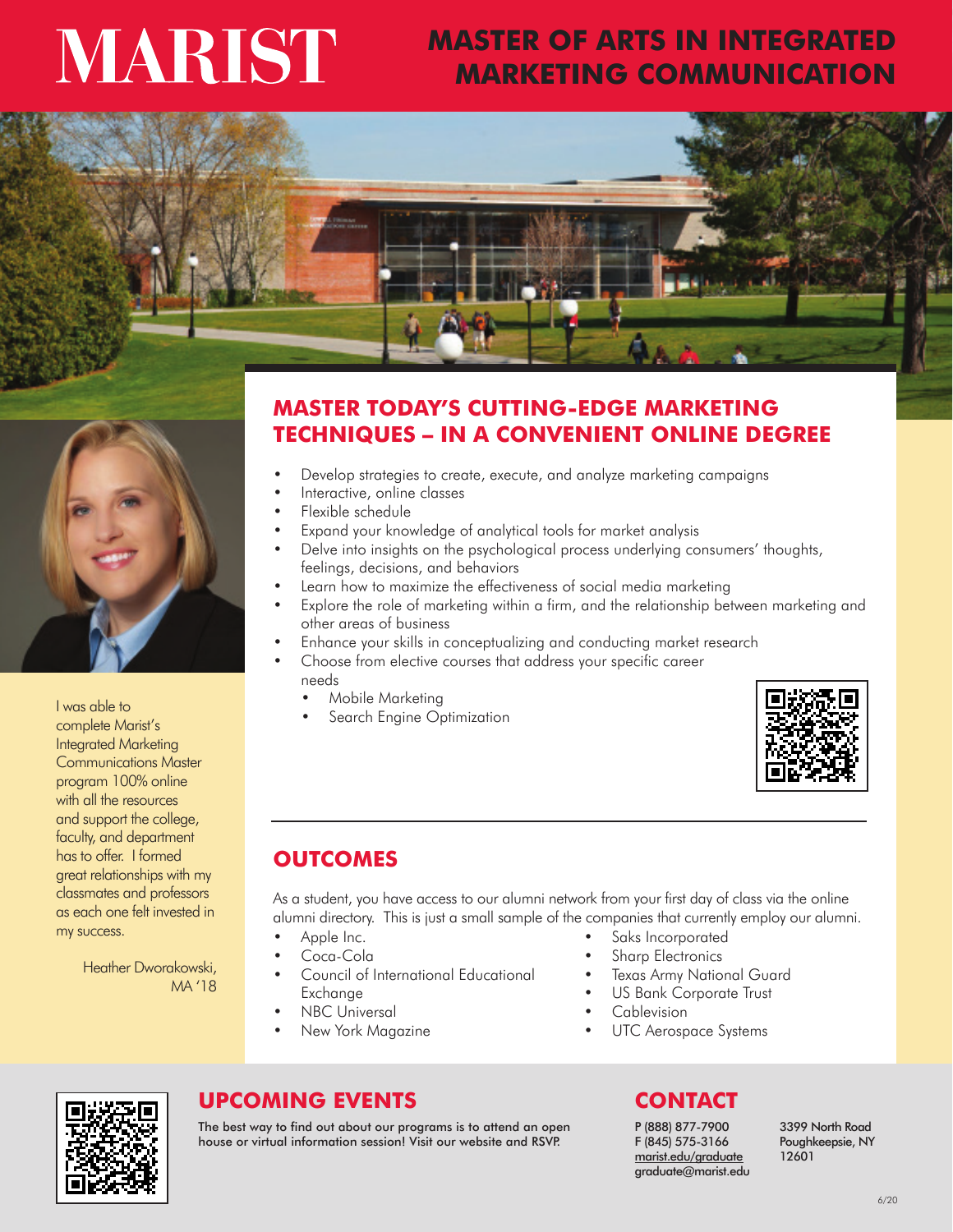# MARIST

# MASTER OF ARTS IN INTEGRATED MARKETING COMMUNICATION

## MASTER TODAY'S CUTTING-EDGE MARKETING TECHNIQUES – IN A CONVENIENT ONLINE DEGREE

- Develop strategies to create, execute, and analyze marketing campaigns
- Interactive, online classes
- Flexible schedule
- Expand your knowledge of analytical tools for market analysis
- Delve into insights on the psychological process underlying consumers' thoughts, feelings, decisions, and behaviors
- Learn how to maximize the effectiveness of social media marketing
- Explore the role of marketing within a firm, and the relationship between marketing and other areas of business
- Enhance your skills in conceptualizing and conducting market research
- Choose from elective courses that address your specific career needs
  - Mobile Marketing
  - Search Engine Optimization

I was able to complete Marist's Integrated Marketing Communications Master program 100% online with all the resources and support the college, faculty, and department has to offer. I formed great relationships with my classmates and professors as each one felt invested in my success.

Heather Dworakowski, MA '18

## OUTCOMES

As a student, you have access to our alumni network from your first day of class via the online alumni directory. This is just a small sample of the companies that currently employ our alumni.

- Apple Inc.
- Coca-Cola
- Council of International Educational Exchange
- NBC Universal
- New York Magazine
- Saks Incorporated
- Sharp Electronics
- Texas Army National Guard
- US Bank Corporate Trust
- Cablevision
- UTC Aerospace Systems

## UPCOMING EVENTS

The best way to find out about our programs is to attend an open house or virtual information session! Visit our website and RSVP.

## CONTACT

P (888) 877-7900
F (845) 575-3166
marist.edu/graduate
graduate@marist.edu

3399 North Road
Poughkeepsie, NY
12601

6/20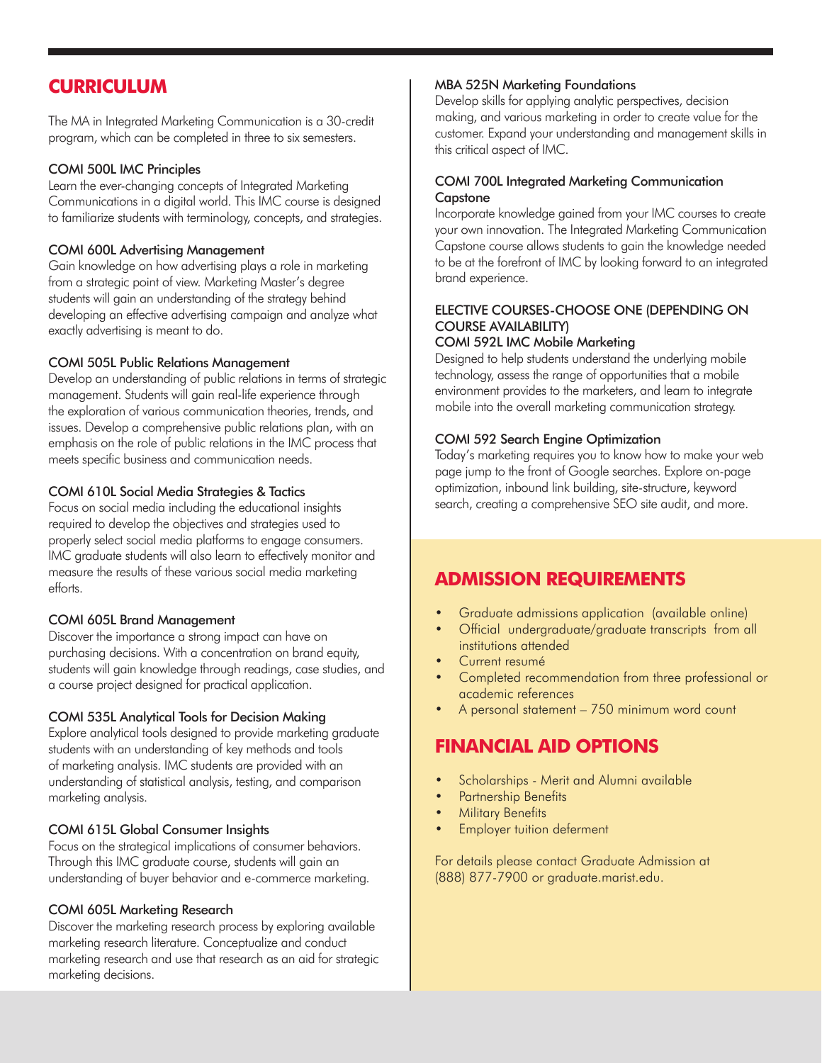## CURRICULUM

The MA in Integrated Marketing Communication is a 30-credit program, which can be completed in three to six semesters.

### COMI 500L IMC Principles

Learn the ever-changing concepts of Integrated Marketing Communications in a digital world. This IMC course is designed to familiarize students with terminology, concepts, and strategies.

### COMI 600L Advertising Management

Gain knowledge on how advertising plays a role in marketing from a strategic point of view. Marketing Master's degree students will gain an understanding of the strategy behind developing an effective advertising campaign and analyze what exactly advertising is meant to do.

### COMI 505L Public Relations Management

Develop an understanding of public relations in terms of strategic management. Students will gain real-life experience through the exploration of various communication theories, trends, and issues. Develop a comprehensive public relations plan, with an emphasis on the role of public relations in the IMC process that meets specific business and communication needs.

### COMI 610L Social Media Strategies & Tactics

Focus on social media including the educational insights required to develop the objectives and strategies used to properly select social media platforms to engage consumers. IMC graduate students will also learn to effectively monitor and measure the results of these various social media marketing efforts.

### COMI 605L Brand Management

Discover the importance a strong impact can have on purchasing decisions. With a concentration on brand equity, students will gain knowledge through readings, case studies, and a course project designed for practical application.

### COMI 535L Analytical Tools for Decision Making

Explore analytical tools designed to provide marketing graduate students with an understanding of key methods and tools of marketing analysis. IMC students are provided with an understanding of statistical analysis, testing, and comparison marketing analysis.

### COMI 615L Global Consumer Insights

Focus on the strategical implications of consumer behaviors. Through this IMC graduate course, students will gain an understanding of buyer behavior and e-commerce marketing.

### COMI 605L Marketing Research

Discover the marketing research process by exploring available marketing research literature. Conceptualize and conduct marketing research and use that research as an aid for strategic marketing decisions.

### MBA 525N Marketing Foundations

Develop skills for applying analytic perspectives, decision making, and various marketing in order to create value for the customer. Expand your understanding and management skills in this critical aspect of IMC.

### COMI 700L Integrated Marketing Communication Capstone

Incorporate knowledge gained from your IMC courses to create your own innovation. The Integrated Marketing Communication Capstone course allows students to gain the knowledge needed to be at the forefront of IMC by looking forward to an integrated brand experience.

### ELECTIVE COURSES-CHOOSE ONE (DEPENDING ON COURSE AVAILABILITY)

### COMI 592L IMC Mobile Marketing

Designed to help students understand the underlying mobile technology, assess the range of opportunities that a mobile environment provides to the marketers, and learn to integrate mobile into the overall marketing communication strategy.

### COMI 592 Search Engine Optimization

Today's marketing requires you to know how to make your web page jump to the front of Google searches. Explore on-page optimization, inbound link building, site-structure, keyword search, creating a comprehensive SEO site audit, and more.

## ADMISSION REQUIREMENTS

- Graduate admissions application (available online)
- Official undergraduate/graduate transcripts from all institutions attended
- Current resumé
- Completed recommendation from three professional or academic references
- A personal statement – 750 minimum word count

## FINANCIAL AID OPTIONS

- Scholarships - Merit and Alumni available
- Partnership Benefits
- Military Benefits
- Employer tuition deferment

For details please contact Graduate Admission at (888) 877-7900 or graduate.marist.edu.